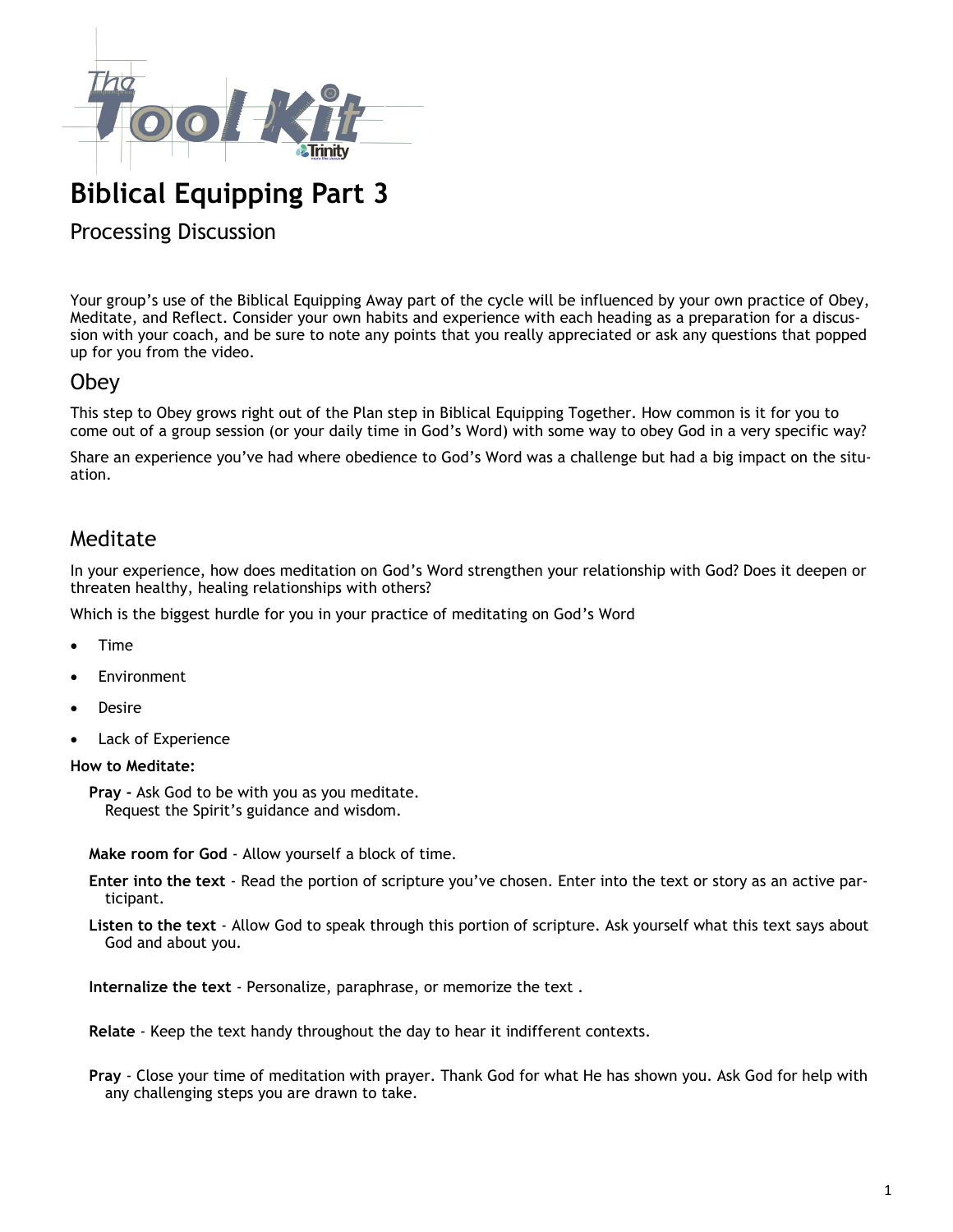# Biblical Equipping Part 3

## Processing Discussion

Your group's use of the Biblical Equipping Away part of the cycle will be influenced by your own practice of Obey, Meditate, and Reflect. Consider your own habits and experience with each heading as a preparation for a discussion with your coach, and be sure to note any points that you really appreciated or ask any questions that popped up for you from the video.

## Obey

This step to Obey grows right out of the Plan step in Biblical Equipping Together. How common is it for you to come out of a group session (or your daily time in God's Word) with some way to obey God in a very specific way?

Share an experience you've had where obedience to God's Word was a challenge but had a big impact on the situation.

## Meditate

In your experience, how does meditation on God's Word strengthen your relationship with God? Does it deepen or threaten healthy, healing relationships with others?

Which is the biggest hurdle for you in your practice of meditating on God's Word

- Time
- Environment
- Desire
- Lack of Experience

**How to Meditate:**

**Pray -** Ask God to be with you as you meditate. Request the Spirit's guidance and wisdom.

**Make room for God** - Allow yourself a block of time.

**Enter into the text** - Read the portion of scripture you've chosen. Enter into the text or story as an active participant.

**Listen to the text** - Allow God to speak through this portion of scripture. Ask yourself what this text says about God and about you.

**Internalize the text** - Personalize, paraphrase, or memorize the text .

**Relate** - Keep the text handy throughout the day to hear it indifferent contexts.

**Pray** - Close your time of meditation with prayer. Thank God for what He has shown you. Ask God for help with any challenging steps you are drawn to take.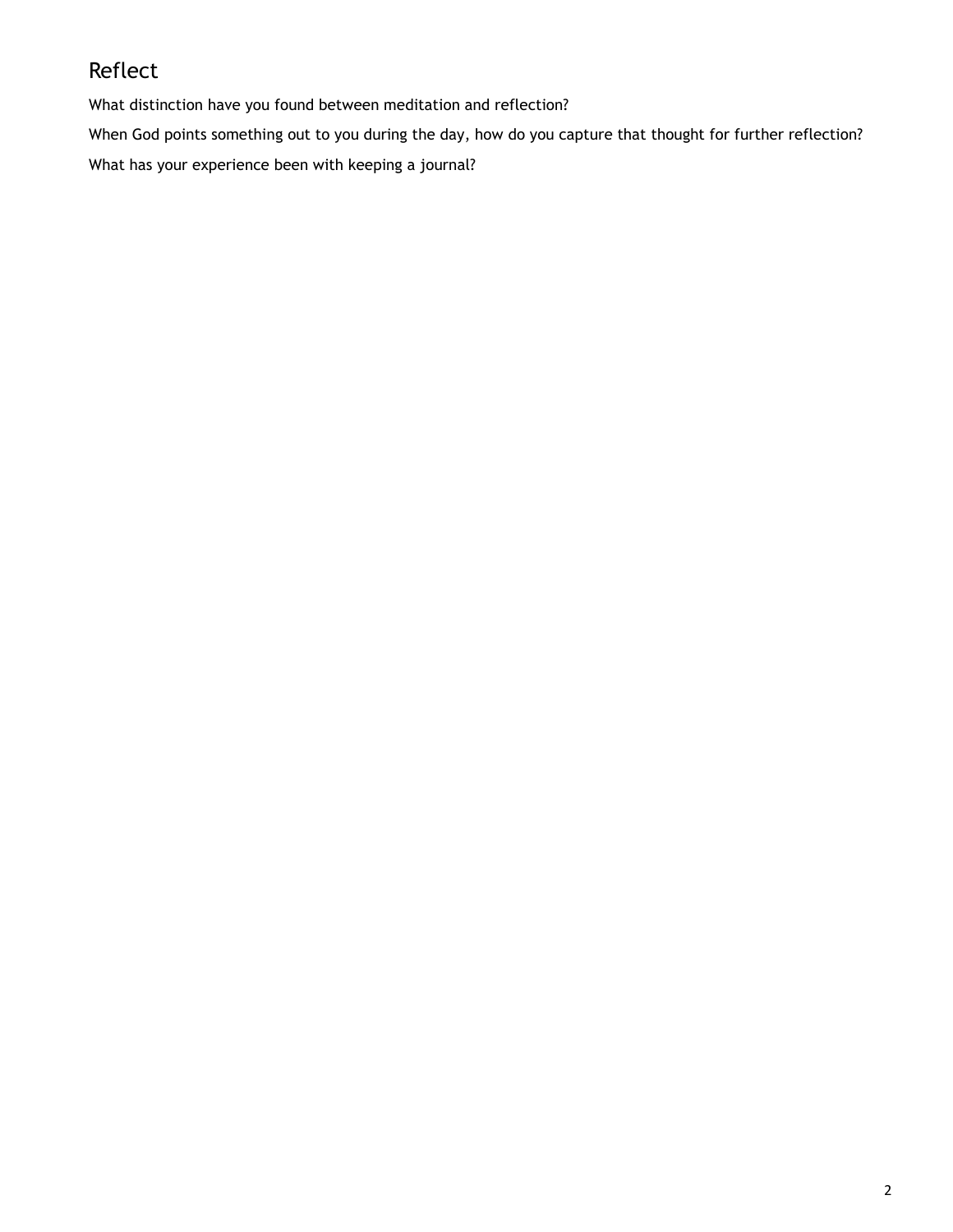## Reflect

What distinction have you found between meditation and reflection?

When God points something out to you during the day, how do you capture that thought for further reflection?

What has your experience been with keeping a journal?